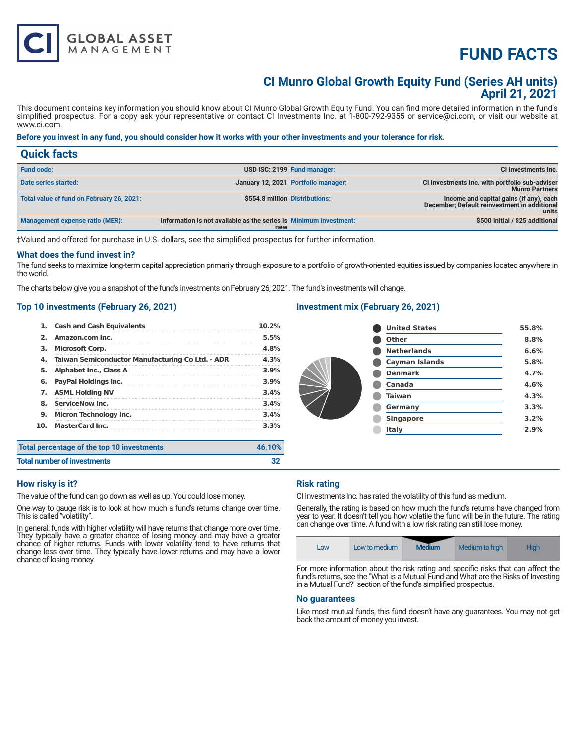# FUND FACTS

## CI Munro Global Growth Equity Fund (Series AH units)
## April 21, 2021

This document contains key information you should know about CI Munro Global Growth Equity Fund. You can find more detailed information in the fund's simplified prospectus. For a copy ask your representative or contact CI Investments Inc. at 1-800-792-9355 or service@ci.com, or visit our website at www.ci.com.

**Before you invest in any fund, you should consider how it works with your other investments and your tolerance for risk.**

## Quick facts

| | | | |
|---|---|---|---|
| **Fund code:** | USD ISC: 2199 | **Fund manager:** | CI Investments Inc. |
| **Date series started:** | January 12, 2021 | **Portfolio manager:** | CI Investments Inc. with portfolio sub-adviser Munro Partners |
| **Total value of fund on February 26, 2021:** | $554.8 million | **Distributions:** | Income and capital gains (if any), each December; Default reinvestment in additional units |
| **Management expense ratio (MER):** | Information is not available as the series is new | **Minimum investment:** | $500 initial / $25 additional |

‡Valued and offered for purchase in U.S. dollars, see the simplified prospectus for further information.

### What does the fund invest in?

The fund seeks to maximize long-term capital appreciation primarily through exposure to a portfolio of growth-oriented equities issued by companies located anywhere in the world.

The charts below give you a snapshot of the fund's investments on February 26, 2021. The fund's investments will change.

### Top 10 investments (February 26, 2021)

| | | |
|---|---|---|
| 1. | Cash and Cash Equivalents | 10.2% |
| 2. | Amazon.com Inc. | 5.5% |
| 3. | Microsoft Corp. | 4.8% |
| 4. | Taiwan Semiconductor Manufacturing Co Ltd. - ADR | 4.3% |
| 5. | Alphabet Inc., Class A | 3.9% |
| 6. | PayPal Holdings Inc. | 3.9% |
| 7. | ASML Holding NV | 3.4% |
| 8. | ServiceNow Inc. | 3.4% |
| 9. | Micron Technology Inc. | 3.4% |
| 10. | MasterCard Inc. | 3.3% |
| | **Total percentage of the top 10 investments** | **46.10%** |
| | **Total number of investments** | **32** |

### Investment mix (February 26, 2021)

| | |
|---|---|
| United States | 55.8% |
| Other | 8.8% |
| Netherlands | 6.6% |
| Cayman Islands | 5.8% |
| Denmark | 4.7% |
| Canada | 4.6% |
| Taiwan | 4.3% |
| Germany | 3.3% |
| Singapore | 3.2% |
| Italy | 2.9% |

### How risky is it?

The value of the fund can go down as well as up. You could lose money.

One way to gauge risk is to look at how much a fund's returns change over time. This is called "volatility".

In general, funds with higher volatility will have returns that change more over time. They typically have a greater chance of losing money and may have a greater chance of higher returns. Funds with lower volatility tend to have returns that change less over time. They typically have lower returns and may have a lower chance of losing money.

### Risk rating

CI Investments Inc. has rated the volatility of this fund as medium.

Generally, the rating is based on how much the fund's returns have changed from year to year. It doesn't tell you how volatile the fund will be in the future. The rating can change over time. A fund with a low risk rating can still lose money.

| Low | Low to medium | **Medium** | Medium to high | High |
|---|---|---|---|---|

For more information about the risk rating and specific risks that can affect the fund's returns, see the "What is a Mutual Fund and What are the Risks of Investing in a Mutual Fund?" section of the fund's simplified prospectus.

### No guarantees

Like most mutual funds, this fund doesn't have any guarantees. You may not get back the amount of money you invest.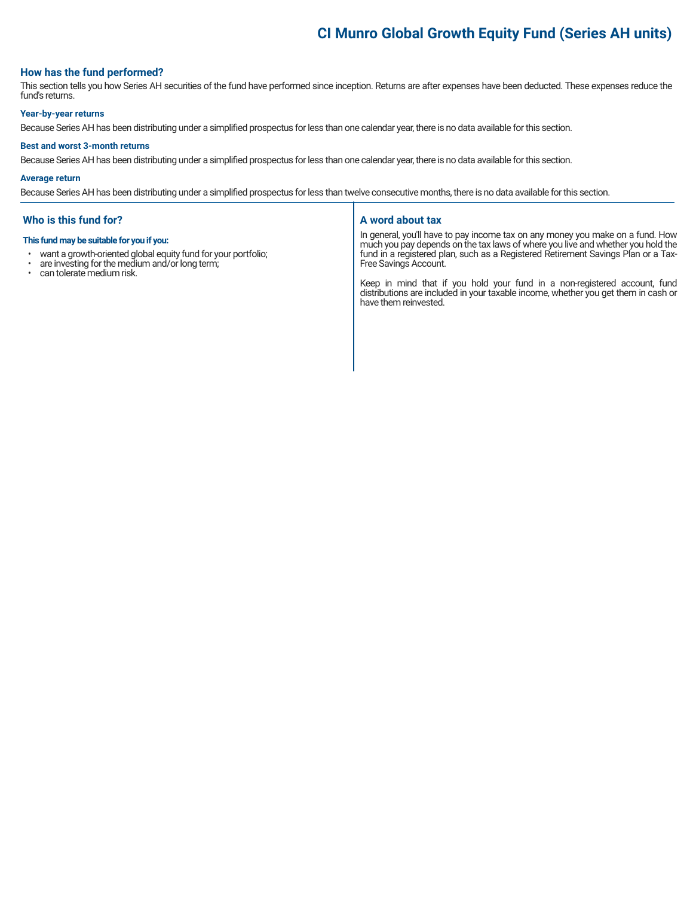# CI Munro Global Growth Equity Fund (Series AH units)

## How has the fund performed?

This section tells you how Series AH securities of the fund have performed since inception. Returns are after expenses have been deducted. These expenses reduce the fund's returns.

### Year-by-year returns

Because Series AH has been distributing under a simplified prospectus for less than one calendar year, there is no data available for this section.

### Best and worst 3-month returns

Because Series AH has been distributing under a simplified prospectus for less than one calendar year, there is no data available for this section.

### Average return

Because Series AH has been distributing under a simplified prospectus for less than twelve consecutive months, there is no data available for this section.

## Who is this fund for?

**This fund may be suitable for you if you:**

- want a growth-oriented global equity fund for your portfolio;
- are investing for the medium and/or long term;
- can tolerate medium risk.

## A word about tax

In general, you'll have to pay income tax on any money you make on a fund. How much you pay depends on the tax laws of where you live and whether you hold the fund in a registered plan, such as a Registered Retirement Savings Plan or a Tax-Free Savings Account.

Keep in mind that if you hold your fund in a non-registered account, fund distributions are included in your taxable income, whether you get them in cash or have them reinvested.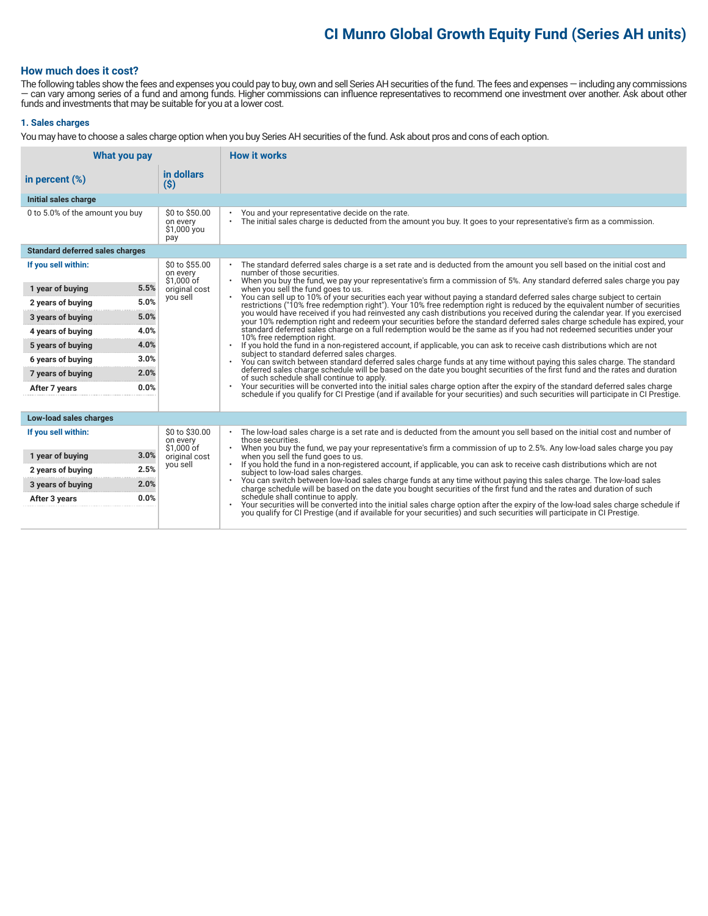# CI Munro Global Growth Equity Fund (Series AH units)

## How much does it cost?

The following tables show the fees and expenses you could pay to buy, own and sell Series AH securities of the fund. The fees and expenses — including any commissions — can vary among series of a fund and among funds. Higher commissions can influence representatives to recommend one investment over another. Ask about other funds and investments that may be suitable for you at a lower cost.

### 1. Sales charges

You may have to choose a sales charge option when you buy Series AH securities of the fund. Ask about pros and cons of each option.

| What you pay | | | How it works |
|---|---|---|---|
| **in percent (%)** | | **in dollars ($)** | |
| **Initial sales charge** | | | |
| 0 to 5.0% of the amount you buy | | $0 to $50.00 on every $1,000 you pay | • You and your representative decide on the rate.<br>• The initial sales charge is deducted from the amount you buy. It goes to your representative's firm as a commission. |
| **Standard deferred sales charges** | | | |
| **If you sell within:** | | $0 to $55.00 on every $1,000 of original cost you sell | • The standard deferred sales charge is a set rate and is deducted from the amount you sell based on the initial cost and number of those securities.<br>• When you buy the fund, we pay your representative's firm a commission of 5%. Any standard deferred sales charge you pay when you sell the fund goes to us.<br>• You can sell up to 10% of your securities each year without paying a standard deferred sales charge subject to certain restrictions ("10% free redemption right"). Your 10% free redemption right is reduced by the equivalent number of securities you would have received if you had reinvested any cash distributions you received during the calendar year. If you exercised your 10% redemption right and redeem your securities before the standard deferred sales charge schedule has expired, your standard deferred sales charge on a full redemption would be the same as if you had not redeemed securities under your 10% free redemption right.<br>• If you hold the fund in a non-registered account, if applicable, you can ask to receive cash distributions which are not subject to standard deferred sales charges.<br>• You can switch between standard deferred sales charge funds at any time without paying this sales charge. The standard deferred sales charge schedule will be based on the date you bought securities of the first fund and the rates and duration of such schedule shall continue to apply.<br>• Your securities will be converted into the initial sales charge option after the expiry of the standard deferred sales charge schedule if you qualify for CI Prestige (and if available for your securities) and such securities will participate in CI Prestige. |
| 1 year of buying | 5.5% | | |
| 2 years of buying | 5.0% | | |
| 3 years of buying | 5.0% | | |
| 4 years of buying | 4.0% | | |
| 5 years of buying | 4.0% | | |
| 6 years of buying | 3.0% | | |
| 7 years of buying | 2.0% | | |
| After 7 years | 0.0% | | |
| **Low-load sales charges** | | | |
| **If you sell within:** | | $0 to $30.00 on every $1,000 of original cost you sell | • The low-load sales charge is a set rate and is deducted from the amount you sell based on the initial cost and number of those securities.<br>• When you buy the fund, we pay your representative's firm a commission of up to 2.5%. Any low-load sales charge you pay when you sell the fund goes to us.<br>• If you hold the fund in a non-registered account, if applicable, you can ask to receive cash distributions which are not subject to low-load sales charges.<br>• You can switch between low-load sales charge funds at any time without paying this sales charge. The low-load sales charge schedule will be based on the date you bought securities of the first fund and the rates and duration of such schedule shall continue to apply.<br>• Your securities will be converted into the initial sales charge option after the expiry of the low-load sales charge schedule if you qualify for CI Prestige (and if available for your securities) and such securities will participate in CI Prestige. |
| 1 year of buying | 3.0% | | |
| 2 years of buying | 2.5% | | |
| 3 years of buying | 2.0% | | |
| After 3 years | 0.0% | | |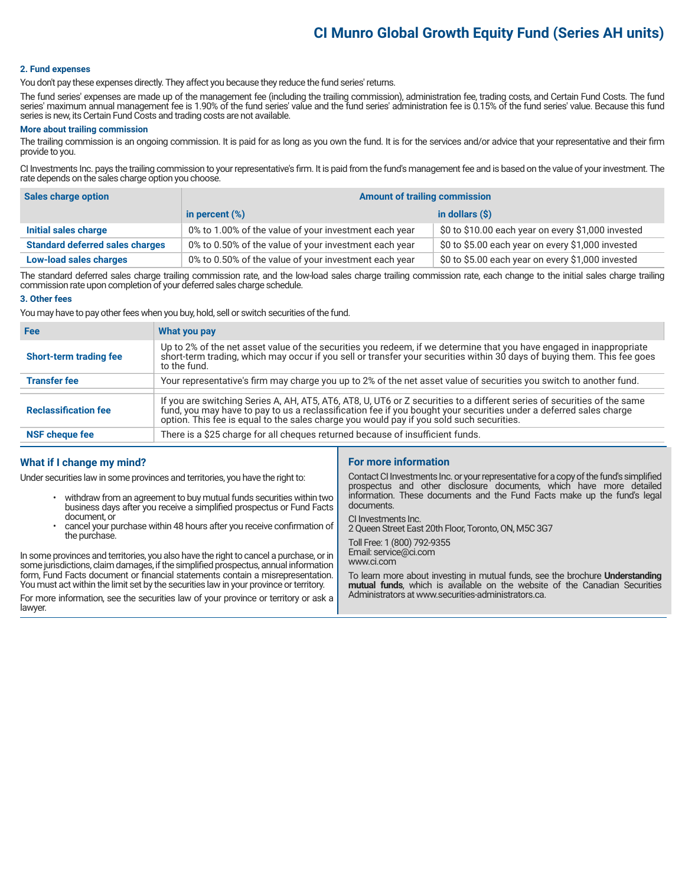# CI Munro Global Growth Equity Fund (Series AH units)

### 2. Fund expenses

You don't pay these expenses directly. They affect you because they reduce the fund series' returns.

The fund series' expenses are made up of the management fee (including the trailing commission), administration fee, trading costs, and Certain Fund Costs. The fund series' maximum annual management fee is 1.90% of the fund series' value and the fund series' administration fee is 0.15% of the fund series' value. Because this fund series is new, its Certain Fund Costs and trading costs are not available.

#### More about trailing commission

The trailing commission is an ongoing commission. It is paid for as long as you own the fund. It is for the services and/or advice that your representative and their firm provide to you.

CI Investments Inc. pays the trailing commission to your representative's firm. It is paid from the fund's management fee and is based on the value of your investment. The rate depends on the sales charge option you choose.

| Sales charge option | Amount of trailing commission | |
|---|---|---|
| | in percent (%) | in dollars ($) |
| Initial sales charge | 0% to 1.00% of the value of your investment each year | $0 to $10.00 each year on every $1,000 invested |
| Standard deferred sales charges | 0% to 0.50% of the value of your investment each year | $0 to $5.00 each year on every $1,000 invested |
| Low-load sales charges | 0% to 0.50% of the value of your investment each year | $0 to $5.00 each year on every $1,000 invested |

The standard deferred sales charge trailing commission rate, and the low-load sales charge trailing commission rate, each change to the initial sales charge trailing commission rate upon completion of your deferred sales charge schedule.

### 3. Other fees

You may have to pay other fees when you buy, hold, sell or switch securities of the fund.

| Fee | What you pay |
|---|---|
| Short-term trading fee | Up to 2% of the net asset value of the securities you redeem, if we determine that you have engaged in inappropriate short-term trading, which may occur if you sell or transfer your securities within 30 days of buying them. This fee goes to the fund. |
| Transfer fee | Your representative's firm may charge you up to 2% of the net asset value of securities you switch to another fund. |
| Reclassification fee | If you are switching Series A, AH, AT5, AT6, AT8, U, UT6 or Z securities to a different series of securities of the same fund, you may have to pay to us a reclassification fee if you bought your securities under a deferred sales charge option. This fee is equal to the sales charge you would pay if you sold such securities. |
| NSF cheque fee | There is a $25 charge for all cheques returned because of insufficient funds. |

## What if I change my mind?

Under securities law in some provinces and territories, you have the right to:

- withdraw from an agreement to buy mutual funds securities within two business days after you receive a simplified prospectus or Fund Facts document, or
- cancel your purchase within 48 hours after you receive confirmation of the purchase.

In some provinces and territories, you also have the right to cancel a purchase, or in some jurisdictions, claim damages, if the simplified prospectus, annual information form, Fund Facts document or financial statements contain a misrepresentation. You must act within the limit set by the securities law in your province or territory.

For more information, see the securities law of your province or territory or ask a lawyer.

## For more information

Contact CI Investments Inc. or your representative for a copy of the fund's simplified prospectus and other disclosure documents, which have more detailed information. These documents and the Fund Facts make up the fund's legal documents.

CI Investments Inc.
2 Queen Street East 20th Floor, Toronto, ON, M5C 3G7

Toll Free: 1 (800) 792-9355
Email: service@ci.com
www.ci.com

To learn more about investing in mutual funds, see the brochure **Understanding mutual funds**, which is available on the website of the Canadian Securities Administrators at www.securities-administrators.ca.